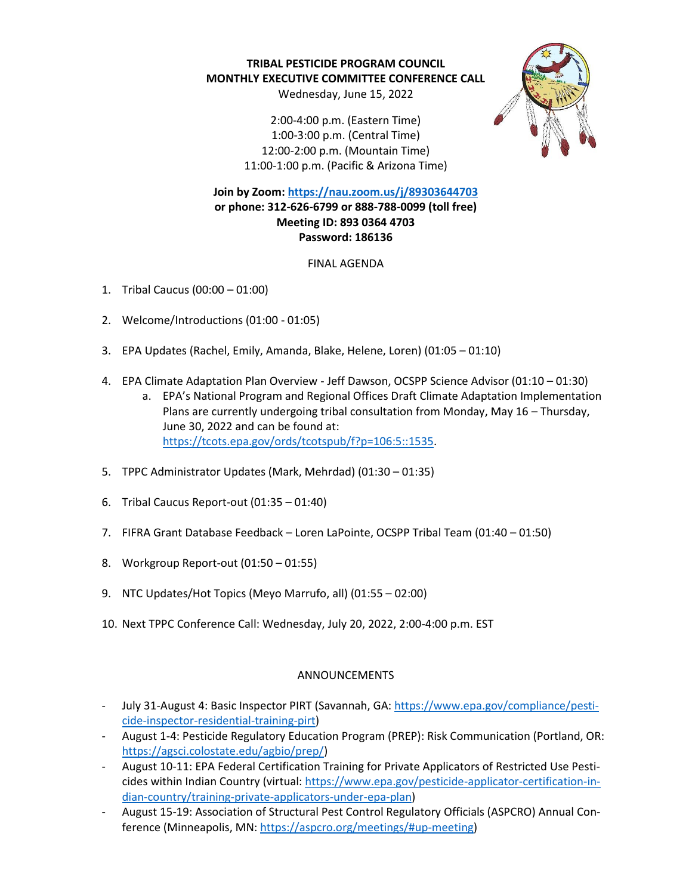**TRIBAL PESTICIDE PROGRAM COUNCIL**
**MONTHLY EXECUTIVE COMMITTEE CONFERENCE CALL**
Wednesday, June 15, 2022

2:00-4:00 p.m. (Eastern Time)
1:00-3:00 p.m. (Central Time)
12:00-2:00 p.m. (Mountain Time)
11:00-1:00 p.m. (Pacific & Arizona Time)

**Join by Zoom: https://nau.zoom.us/j/89303644703**
**or phone: 312-626-6799 or 888-788-0099 (toll free)**
**Meeting ID: 893 0364 4703**
**Password: 186136**

FINAL AGENDA

1. Tribal Caucus (00:00 – 01:00)

2. Welcome/Introductions (01:00 - 01:05)

3. EPA Updates (Rachel, Emily, Amanda, Blake, Helene, Loren) (01:05 – 01:10)

4. EPA Climate Adaptation Plan Overview - Jeff Dawson, OCSPP Science Advisor (01:10 – 01:30)
   a. EPA's National Program and Regional Offices Draft Climate Adaptation Implementation Plans are currently undergoing tribal consultation from Monday, May 16 – Thursday, June 30, 2022 and can be found at: https://tcots.epa.gov/ords/tcotspub/f?p=106:5::1535.

5. TPPC Administrator Updates (Mark, Mehrdad) (01:30 – 01:35)

6. Tribal Caucus Report-out (01:35 – 01:40)

7. FIFRA Grant Database Feedback – Loren LaPointe, OCSPP Tribal Team (01:40 – 01:50)

8. Workgroup Report-out (01:50 – 01:55)

9. NTC Updates/Hot Topics (Meyo Marrufo, all) (01:55 – 02:00)

10. Next TPPC Conference Call: Wednesday, July 20, 2022, 2:00-4:00 p.m. EST

ANNOUNCEMENTS

- July 31-August 4: Basic Inspector PIRT (Savannah, GA: https://www.epa.gov/compliance/pesticide-inspector-residential-training-pirt)
- August 1-4: Pesticide Regulatory Education Program (PREP): Risk Communication (Portland, OR: https://agsci.colostate.edu/agbio/prep/)
- August 10-11: EPA Federal Certification Training for Private Applicators of Restricted Use Pesticides within Indian Country (virtual: https://www.epa.gov/pesticide-applicator-certification-indian-country/training-private-applicators-under-epa-plan)
- August 15-19: Association of Structural Pest Control Regulatory Officials (ASPCRO) Annual Conference (Minneapolis, MN: https://aspcro.org/meetings/#up-meeting)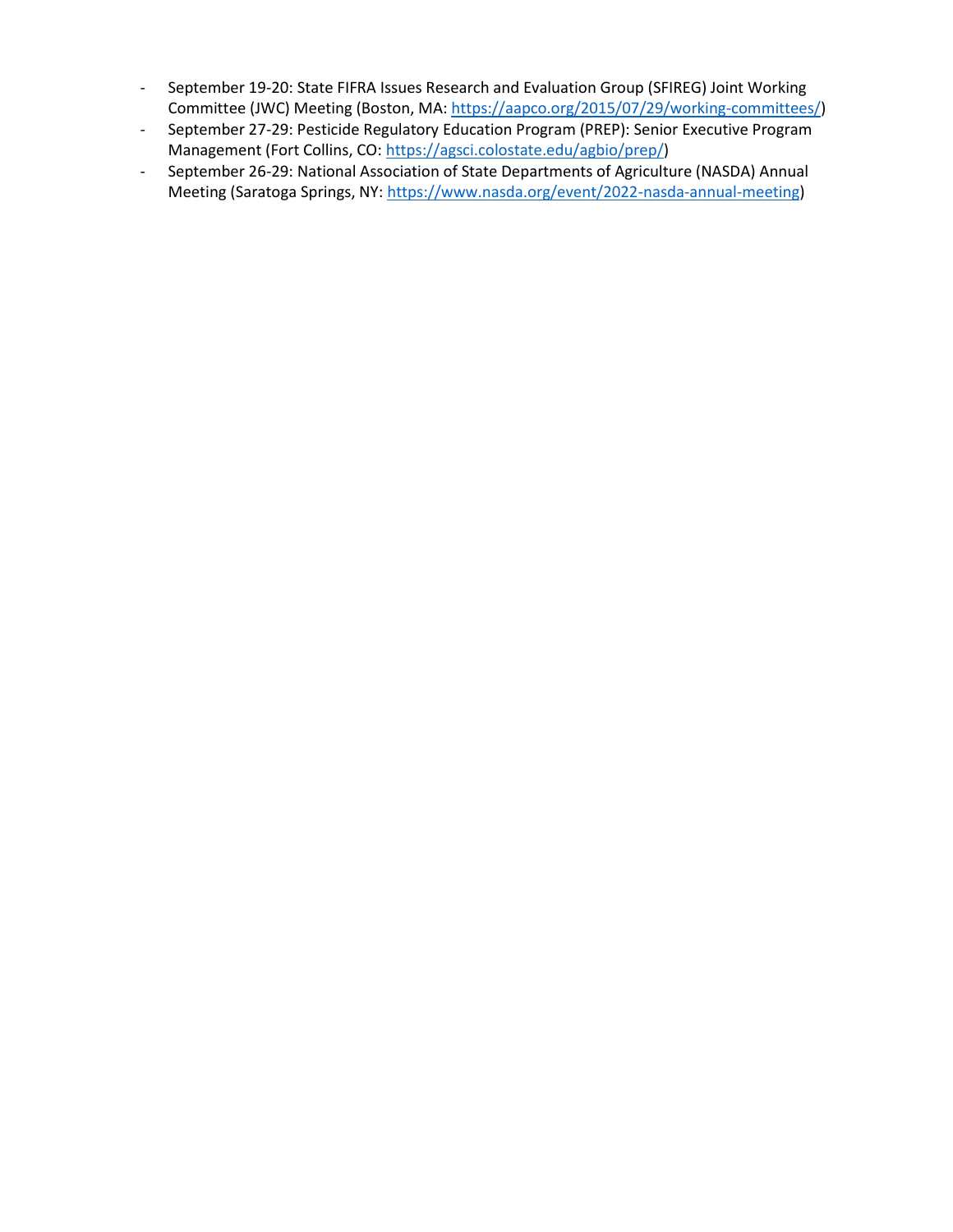- September 19-20: State FIFRA Issues Research and Evaluation Group (SFIREG) Joint Working Committee (JWC) Meeting (Boston, MA: https://aapco.org/2015/07/29/working-committees/)
- September 27-29: Pesticide Regulatory Education Program (PREP): Senior Executive Program Management (Fort Collins, CO: https://agsci.colostate.edu/agbio/prep/)
- September 26-29: National Association of State Departments of Agriculture (NASDA) Annual Meeting (Saratoga Springs, NY: https://www.nasda.org/event/2022-nasda-annual-meeting)